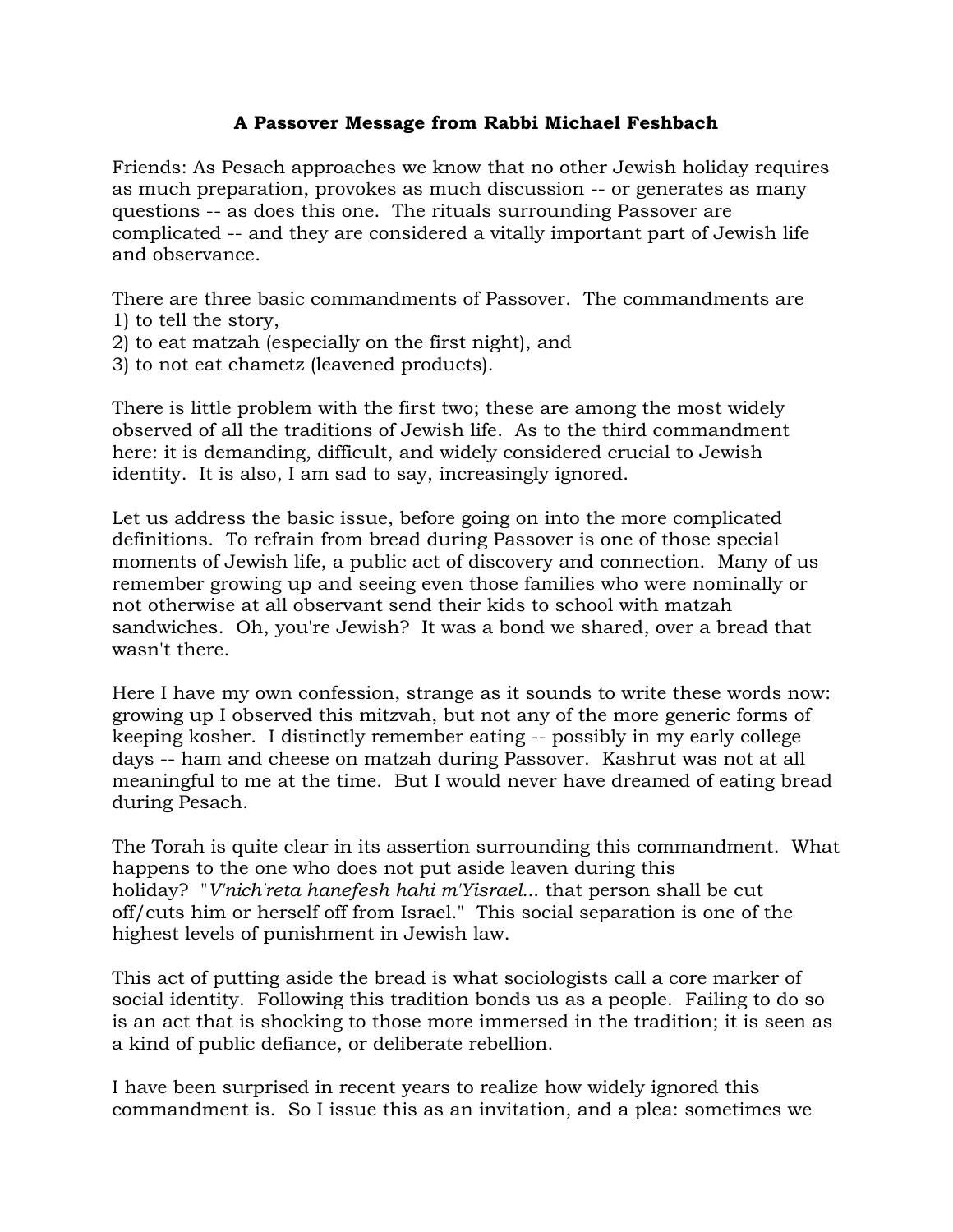**A Passover Message from Rabbi Michael Feshbach**

Friends: As Pesach approaches we know that no other Jewish holiday requires as much preparation, provokes as much discussion -- or generates as many questions -- as does this one. The rituals surrounding Passover are complicated -- and they are considered a vitally important part of Jewish life and observance.

There are three basic commandments of Passover. The commandments are
1) to tell the story,
2) to eat matzah (especially on the first night), and
3) to not eat chametz (leavened products).

There is little problem with the first two; these are among the most widely observed of all the traditions of Jewish life. As to the third commandment here: it is demanding, difficult, and widely considered crucial to Jewish identity. It is also, I am sad to say, increasingly ignored.

Let us address the basic issue, before going on into the more complicated definitions. To refrain from bread during Passover is one of those special moments of Jewish life, a public act of discovery and connection. Many of us remember growing up and seeing even those families who were nominally or not otherwise at all observant send their kids to school with matzah sandwiches. Oh, you're Jewish? It was a bond we shared, over a bread that wasn't there.

Here I have my own confession, strange as it sounds to write these words now: growing up I observed this mitzvah, but not any of the more generic forms of keeping kosher. I distinctly remember eating -- possibly in my early college days -- ham and cheese on matzah during Passover. Kashrut was not at all meaningful to me at the time. But I would never have dreamed of eating bread during Pesach.

The Torah is quite clear in its assertion surrounding this commandment. What happens to the one who does not put aside leaven during this holiday? "*V'nich'reta hanefesh hahi m'Yisrael...* that person shall be cut off/cuts him or herself off from Israel." This social separation is one of the highest levels of punishment in Jewish law.

This act of putting aside the bread is what sociologists call a core marker of social identity. Following this tradition bonds us as a people. Failing to do so is an act that is shocking to those more immersed in the tradition; it is seen as a kind of public defiance, or deliberate rebellion.

I have been surprised in recent years to realize how widely ignored this commandment is. So I issue this as an invitation, and a plea: sometimes we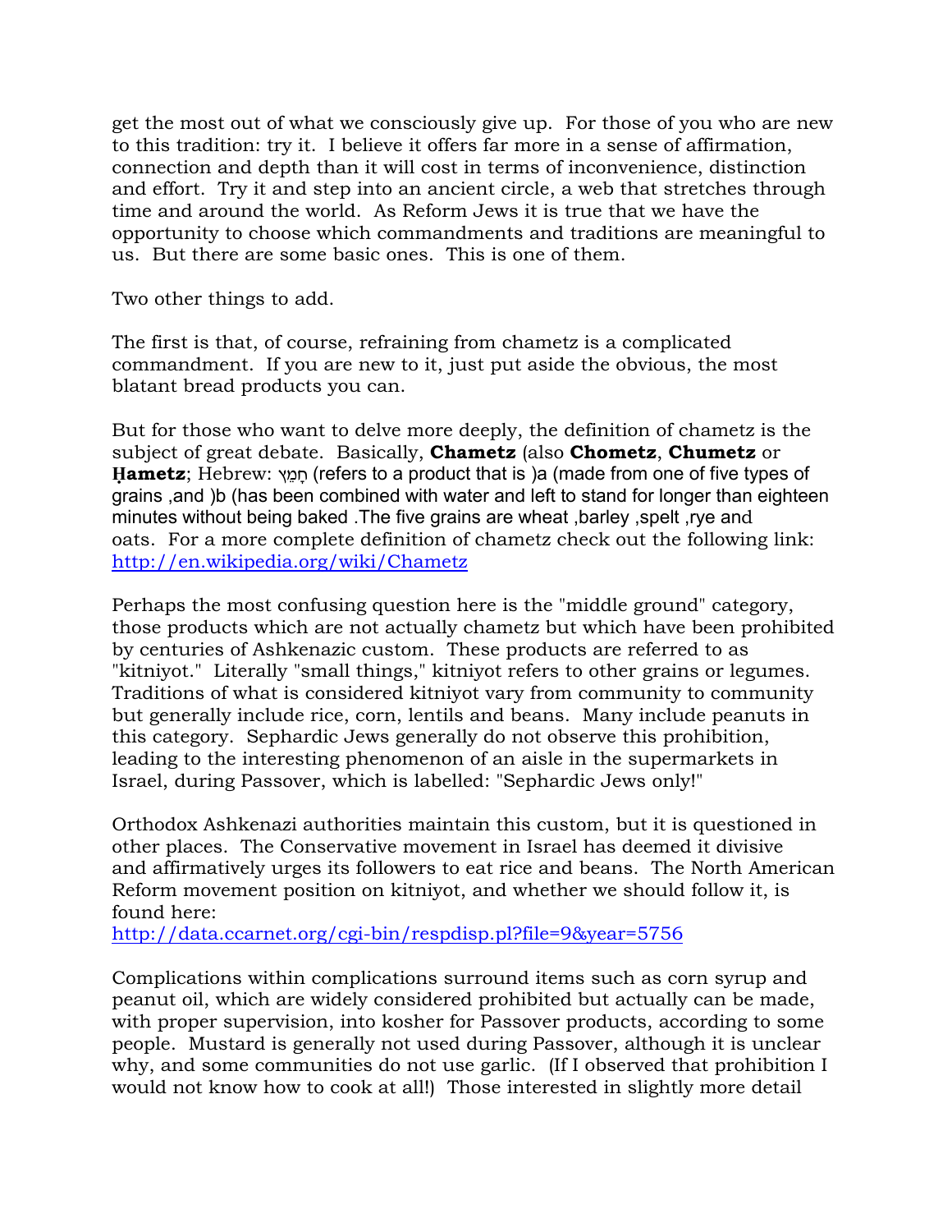get the most out of what we consciously give up. For those of you who are new to this tradition: try it. I believe it offers far more in a sense of affirmation, connection and depth than it will cost in terms of inconvenience, distinction and effort. Try it and step into an ancient circle, a web that stretches through time and around the world. As Reform Jews it is true that we have the opportunity to choose which commandments and traditions are meaningful to us. But there are some basic ones. This is one of them.

Two other things to add.

The first is that, of course, refraining from chametz is a complicated commandment. If you are new to it, just put aside the obvious, the most blatant bread products you can.

But for those who want to delve more deeply, the definition of chametz is the subject of great debate. Basically, **Chametz** (also **Chometz**, **Chumetz** or **Ḥametz**; Hebrew: חָמֵץ) refers to a product that is (a) made from one of five types of grains, and (b) has been combined with water and left to stand for longer than eighteen minutes without being baked. The five grains are wheat, barley, spelt, rye and oats. For a more complete definition of chametz check out the following link: http://en.wikipedia.org/wiki/Chametz

Perhaps the most confusing question here is the "middle ground" category, those products which are not actually chametz but which have been prohibited by centuries of Ashkenazic custom. These products are referred to as "kitniyot." Literally "small things," kitniyot refers to other grains or legumes. Traditions of what is considered kitniyot vary from community to community but generally include rice, corn, lentils and beans. Many include peanuts in this category. Sephardic Jews generally do not observe this prohibition, leading to the interesting phenomenon of an aisle in the supermarkets in Israel, during Passover, which is labelled: "Sephardic Jews only!"

Orthodox Ashkenazi authorities maintain this custom, but it is questioned in other places. The Conservative movement in Israel has deemed it divisive and affirmatively urges its followers to eat rice and beans. The North American Reform movement position on kitniyot, and whether we should follow it, is found here:
http://data.ccarnet.org/cgi-bin/respdisp.pl?file=9&year=5756

Complications within complications surround items such as corn syrup and peanut oil, which are widely considered prohibited but actually can be made, with proper supervision, into kosher for Passover products, according to some people. Mustard is generally not used during Passover, although it is unclear why, and some communities do not use garlic. (If I observed that prohibition I would not know how to cook at all!) Those interested in slightly more detail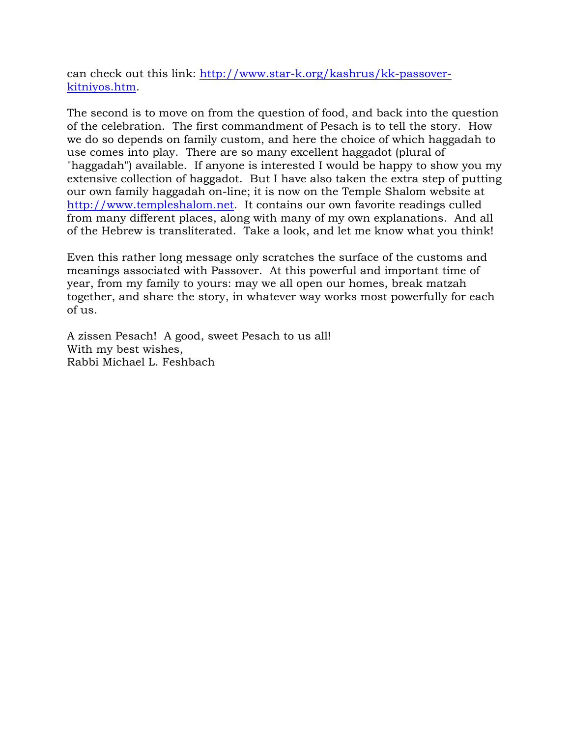can check out this link: [http://www.star-k.org/kashrus/kk-passover-kitniyos.htm](http://www.star-k.org/kashrus/kk-passover-kitniyos.htm).

The second is to move on from the question of food, and back into the question of the celebration. The first commandment of Pesach is to tell the story. How we do so depends on family custom, and here the choice of which haggadah to use comes into play. There are so many excellent haggadot (plural of "haggadah") available. If anyone is interested I would be happy to show you my extensive collection of haggadot. But I have also taken the extra step of putting our own family haggadah on-line; it is now on the Temple Shalom website at [http://www.templeshalom.net](http://www.templeshalom.net). It contains our own favorite readings culled from many different places, along with many of my own explanations. And all of the Hebrew is transliterated. Take a look, and let me know what you think!

Even this rather long message only scratches the surface of the customs and meanings associated with Passover. At this powerful and important time of year, from my family to yours: may we all open our homes, break matzah together, and share the story, in whatever way works most powerfully for each of us.

A zissen Pesach! A good, sweet Pesach to us all!
With my best wishes,
Rabbi Michael L. Feshbach